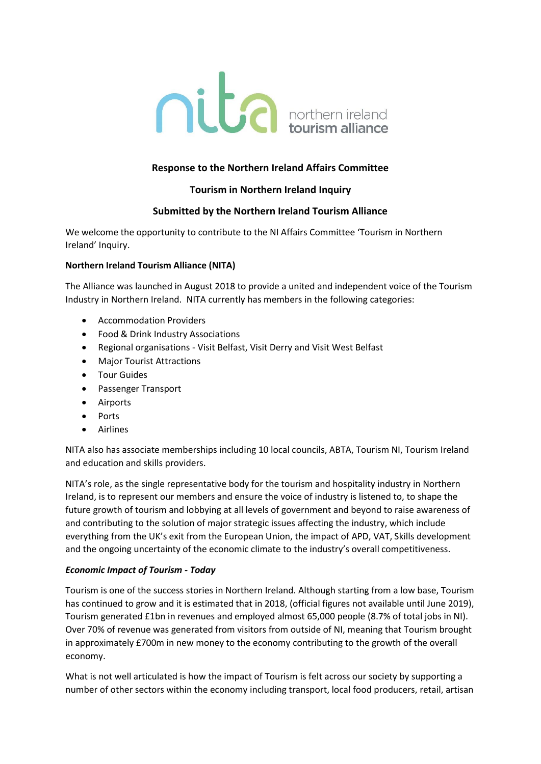nita northern ireland tourism alliance

**Response to the Northern Ireland Affairs Committee**

**Tourism in Northern Ireland Inquiry**

**Submitted by the Northern Ireland Tourism Alliance**

We welcome the opportunity to contribute to the NI Affairs Committee 'Tourism in Northern Ireland' Inquiry.

**Northern Ireland Tourism Alliance (NITA)**

The Alliance was launched in August 2018 to provide a united and independent voice of the Tourism Industry in Northern Ireland. NITA currently has members in the following categories:

- Accommodation Providers
- Food & Drink Industry Associations
- Regional organisations - Visit Belfast, Visit Derry and Visit West Belfast
- Major Tourist Attractions
- Tour Guides
- Passenger Transport
- Airports
- Ports
- Airlines

NITA also has associate memberships including 10 local councils, ABTA, Tourism NI, Tourism Ireland and education and skills providers.

NITA's role, as the single representative body for the tourism and hospitality industry in Northern Ireland, is to represent our members and ensure the voice of industry is listened to, to shape the future growth of tourism and lobbying at all levels of government and beyond to raise awareness of and contributing to the solution of major strategic issues affecting the industry, which include everything from the UK's exit from the European Union, the impact of APD, VAT, Skills development and the ongoing uncertainty of the economic climate to the industry's overall competitiveness.

***Economic Impact of Tourism - Today***

Tourism is one of the success stories in Northern Ireland. Although starting from a low base, Tourism has continued to grow and it is estimated that in 2018, (official figures not available until June 2019), Tourism generated £1bn in revenues and employed almost 65,000 people (8.7% of total jobs in NI). Over 70% of revenue was generated from visitors from outside of NI, meaning that Tourism brought in approximately £700m in new money to the economy contributing to the growth of the overall economy.

What is not well articulated is how the impact of Tourism is felt across our society by supporting a number of other sectors within the economy including transport, local food producers, retail, artisan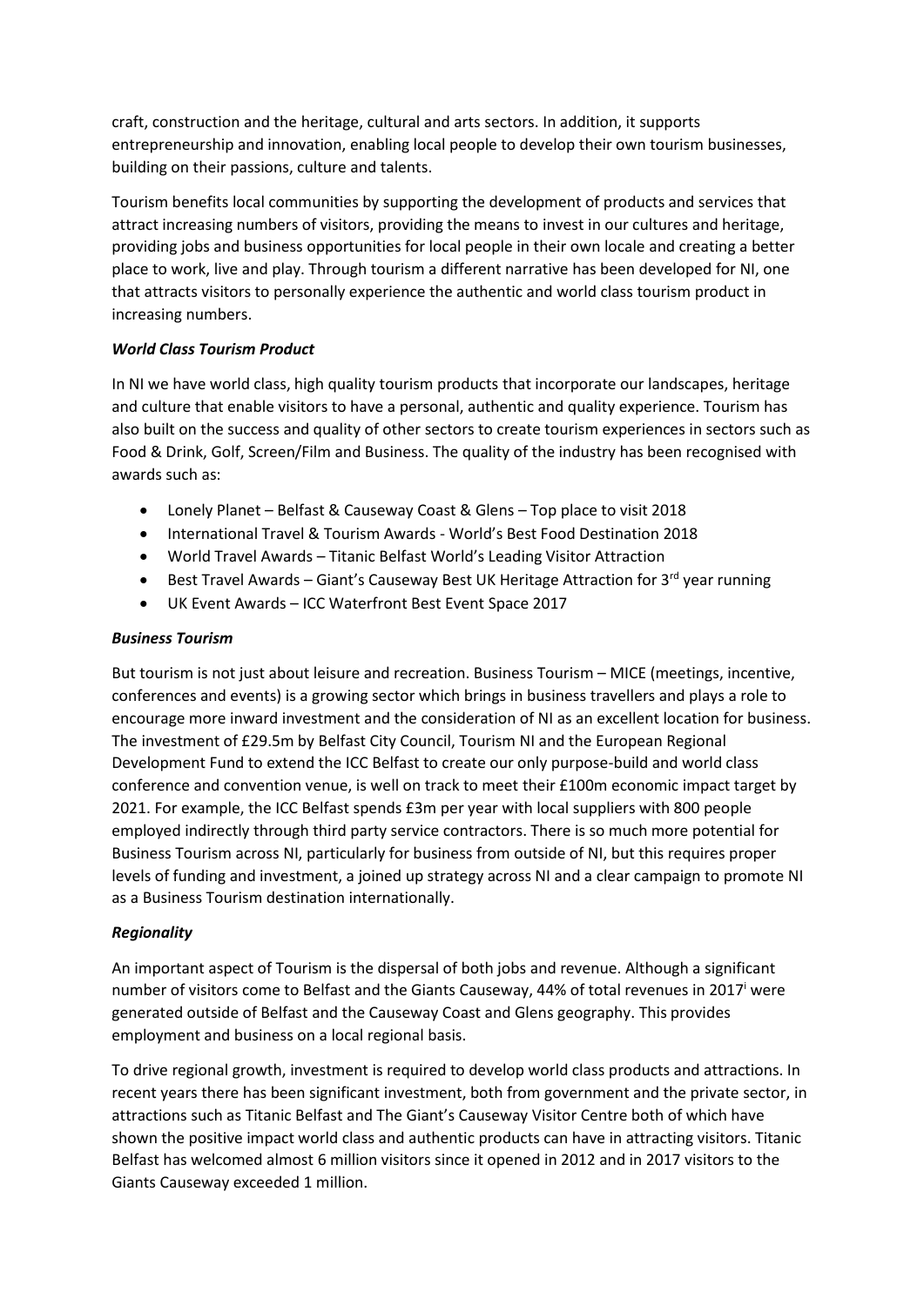craft, construction and the heritage, cultural and arts sectors. In addition, it supports entrepreneurship and innovation, enabling local people to develop their own tourism businesses, building on their passions, culture and talents.

Tourism benefits local communities by supporting the development of products and services that attract increasing numbers of visitors, providing the means to invest in our cultures and heritage, providing jobs and business opportunities for local people in their own locale and creating a better place to work, live and play. Through tourism a different narrative has been developed for NI, one that attracts visitors to personally experience the authentic and world class tourism product in increasing numbers.

***World Class Tourism Product***

In NI we have world class, high quality tourism products that incorporate our landscapes, heritage and culture that enable visitors to have a personal, authentic and quality experience. Tourism has also built on the success and quality of other sectors to create tourism experiences in sectors such as Food & Drink, Golf, Screen/Film and Business. The quality of the industry has been recognised with awards such as:

- Lonely Planet – Belfast & Causeway Coast & Glens – Top place to visit 2018
- International Travel & Tourism Awards - World's Best Food Destination 2018
- World Travel Awards – Titanic Belfast World's Leading Visitor Attraction
- Best Travel Awards – Giant's Causeway Best UK Heritage Attraction for 3rd year running
- UK Event Awards – ICC Waterfront Best Event Space 2017

***Business Tourism***

But tourism is not just about leisure and recreation. Business Tourism – MICE (meetings, incentive, conferences and events) is a growing sector which brings in business travellers and plays a role to encourage more inward investment and the consideration of NI as an excellent location for business. The investment of £29.5m by Belfast City Council, Tourism NI and the European Regional Development Fund to extend the ICC Belfast to create our only purpose-build and world class conference and convention venue, is well on track to meet their £100m economic impact target by 2021. For example, the ICC Belfast spends £3m per year with local suppliers with 800 people employed indirectly through third party service contractors. There is so much more potential for Business Tourism across NI, particularly for business from outside of NI, but this requires proper levels of funding and investment, a joined up strategy across NI and a clear campaign to promote NI as a Business Tourism destination internationally.

***Regionality***

An important aspect of Tourism is the dispersal of both jobs and revenue. Although a significant number of visitors come to Belfast and the Giants Causeway, 44% of total revenues in 2017[i] were generated outside of Belfast and the Causeway Coast and Glens geography. This provides employment and business on a local regional basis.

To drive regional growth, investment is required to develop world class products and attractions. In recent years there has been significant investment, both from government and the private sector, in attractions such as Titanic Belfast and The Giant's Causeway Visitor Centre both of which have shown the positive impact world class and authentic products can have in attracting visitors. Titanic Belfast has welcomed almost 6 million visitors since it opened in 2012 and in 2017 visitors to the Giants Causeway exceeded 1 million.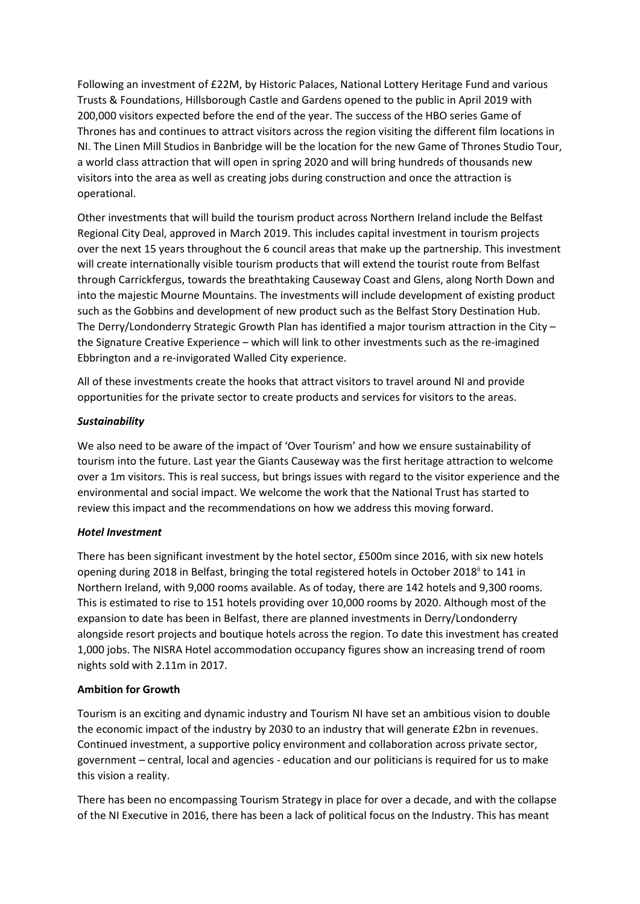Following an investment of £22M, by Historic Palaces, National Lottery Heritage Fund and various Trusts & Foundations, Hillsborough Castle and Gardens opened to the public in April 2019 with 200,000 visitors expected before the end of the year. The success of the HBO series Game of Thrones has and continues to attract visitors across the region visiting the different film locations in NI. The Linen Mill Studios in Banbridge will be the location for the new Game of Thrones Studio Tour, a world class attraction that will open in spring 2020 and will bring hundreds of thousands new visitors into the area as well as creating jobs during construction and once the attraction is operational.

Other investments that will build the tourism product across Northern Ireland include the Belfast Regional City Deal, approved in March 2019. This includes capital investment in tourism projects over the next 15 years throughout the 6 council areas that make up the partnership. This investment will create internationally visible tourism products that will extend the tourist route from Belfast through Carrickfergus, towards the breathtaking Causeway Coast and Glens, along North Down and into the majestic Mourne Mountains. The investments will include development of existing product such as the Gobbins and development of new product such as the Belfast Story Destination Hub. The Derry/Londonderry Strategic Growth Plan has identified a major tourism attraction in the City – the Signature Creative Experience – which will link to other investments such as the re-imagined Ebbrington and a re-invigorated Walled City experience.

All of these investments create the hooks that attract visitors to travel around NI and provide opportunities for the private sector to create products and services for visitors to the areas.

***Sustainability***

We also need to be aware of the impact of 'Over Tourism' and how we ensure sustainability of tourism into the future. Last year the Giants Causeway was the first heritage attraction to welcome over a 1m visitors. This is real success, but brings issues with regard to the visitor experience and the environmental and social impact. We welcome the work that the National Trust has started to review this impact and the recommendations on how we address this moving forward.

***Hotel Investment***

There has been significant investment by the hotel sector, £500m since 2016, with six new hotels opening during 2018 in Belfast, bringing the total registered hotels in October 2018[ii] to 141 in Northern Ireland, with 9,000 rooms available. As of today, there are 142 hotels and 9,300 rooms. This is estimated to rise to 151 hotels providing over 10,000 rooms by 2020. Although most of the expansion to date has been in Belfast, there are planned investments in Derry/Londonderry alongside resort projects and boutique hotels across the region. To date this investment has created 1,000 jobs. The NISRA Hotel accommodation occupancy figures show an increasing trend of room nights sold with 2.11m in 2017.

**Ambition for Growth**

Tourism is an exciting and dynamic industry and Tourism NI have set an ambitious vision to double the economic impact of the industry by 2030 to an industry that will generate £2bn in revenues. Continued investment, a supportive policy environment and collaboration across private sector, government – central, local and agencies - education and our politicians is required for us to make this vision a reality.

There has been no encompassing Tourism Strategy in place for over a decade, and with the collapse of the NI Executive in 2016, there has been a lack of political focus on the Industry. This has meant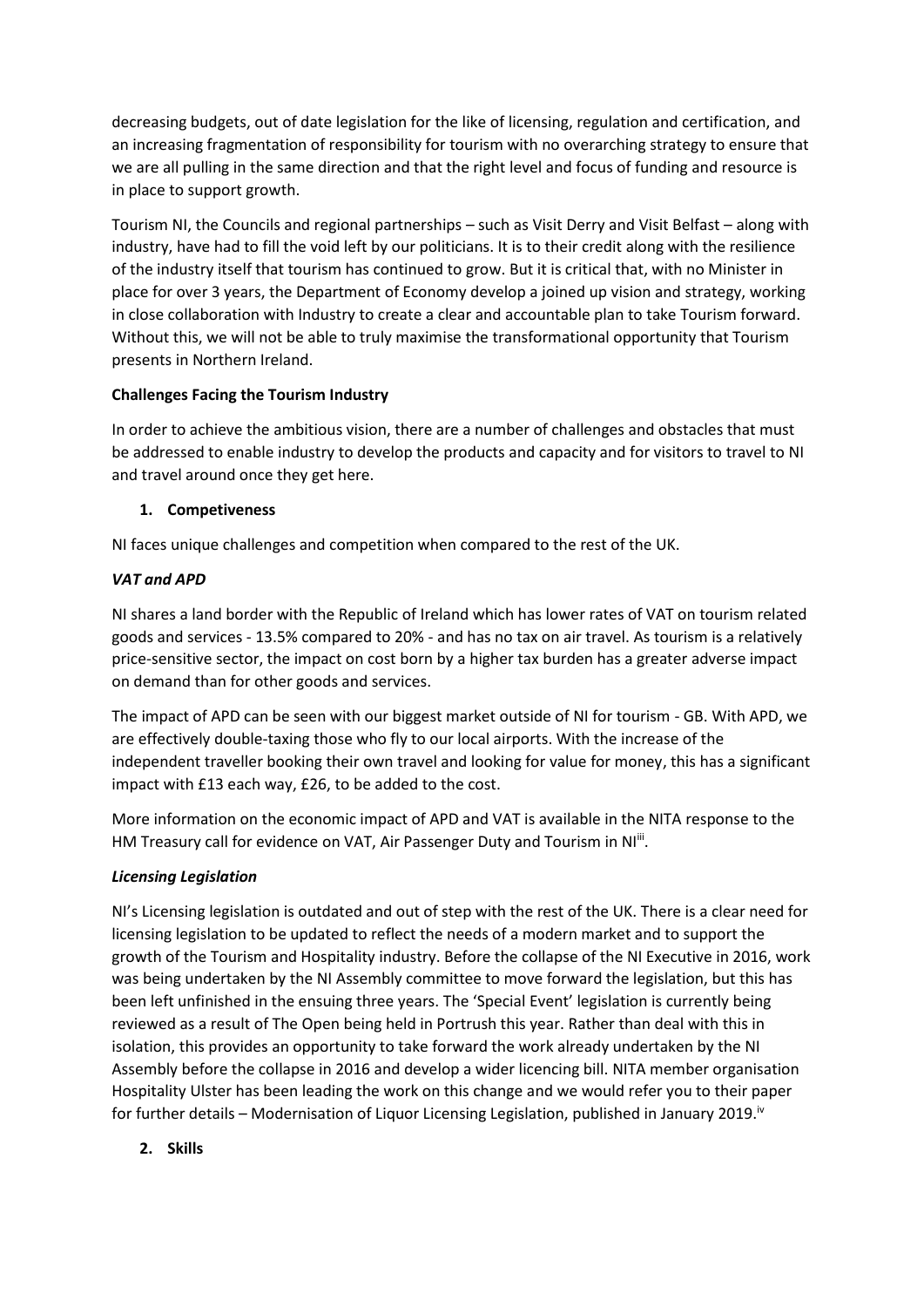decreasing budgets, out of date legislation for the like of licensing, regulation and certification, and an increasing fragmentation of responsibility for tourism with no overarching strategy to ensure that we are all pulling in the same direction and that the right level and focus of funding and resource is in place to support growth.

Tourism NI, the Councils and regional partnerships – such as Visit Derry and Visit Belfast – along with industry, have had to fill the void left by our politicians. It is to their credit along with the resilience of the industry itself that tourism has continued to grow. But it is critical that, with no Minister in place for over 3 years, the Department of Economy develop a joined up vision and strategy, working in close collaboration with Industry to create a clear and accountable plan to take Tourism forward. Without this, we will not be able to truly maximise the transformational opportunity that Tourism presents in Northern Ireland.

**Challenges Facing the Tourism Industry**

In order to achieve the ambitious vision, there are a number of challenges and obstacles that must be addressed to enable industry to develop the products and capacity and for visitors to travel to NI and travel around once they get here.

1. **Competiveness**

NI faces unique challenges and competition when compared to the rest of the UK.

***VAT and APD***

NI shares a land border with the Republic of Ireland which has lower rates of VAT on tourism related goods and services - 13.5% compared to 20% - and has no tax on air travel. As tourism is a relatively price-sensitive sector, the impact on cost born by a higher tax burden has a greater adverse impact on demand than for other goods and services.

The impact of APD can be seen with our biggest market outside of NI for tourism - GB. With APD, we are effectively double-taxing those who fly to our local airports. With the increase of the independent traveller booking their own travel and looking for value for money, this has a significant impact with £13 each way, £26, to be added to the cost.

More information on the economic impact of APD and VAT is available in the NITA response to the HM Treasury call for evidence on VAT, Air Passenger Duty and Tourism in NI[iii].

***Licensing Legislation***

NI's Licensing legislation is outdated and out of step with the rest of the UK. There is a clear need for licensing legislation to be updated to reflect the needs of a modern market and to support the growth of the Tourism and Hospitality industry. Before the collapse of the NI Executive in 2016, work was being undertaken by the NI Assembly committee to move forward the legislation, but this has been left unfinished in the ensuing three years. The 'Special Event' legislation is currently being reviewed as a result of The Open being held in Portrush this year. Rather than deal with this in isolation, this provides an opportunity to take forward the work already undertaken by the NI Assembly before the collapse in 2016 and develop a wider licencing bill. NITA member organisation Hospitality Ulster has been leading the work on this change and we would refer you to their paper for further details – Modernisation of Liquor Licensing Legislation, published in January 2019.[iv]

2. **Skills**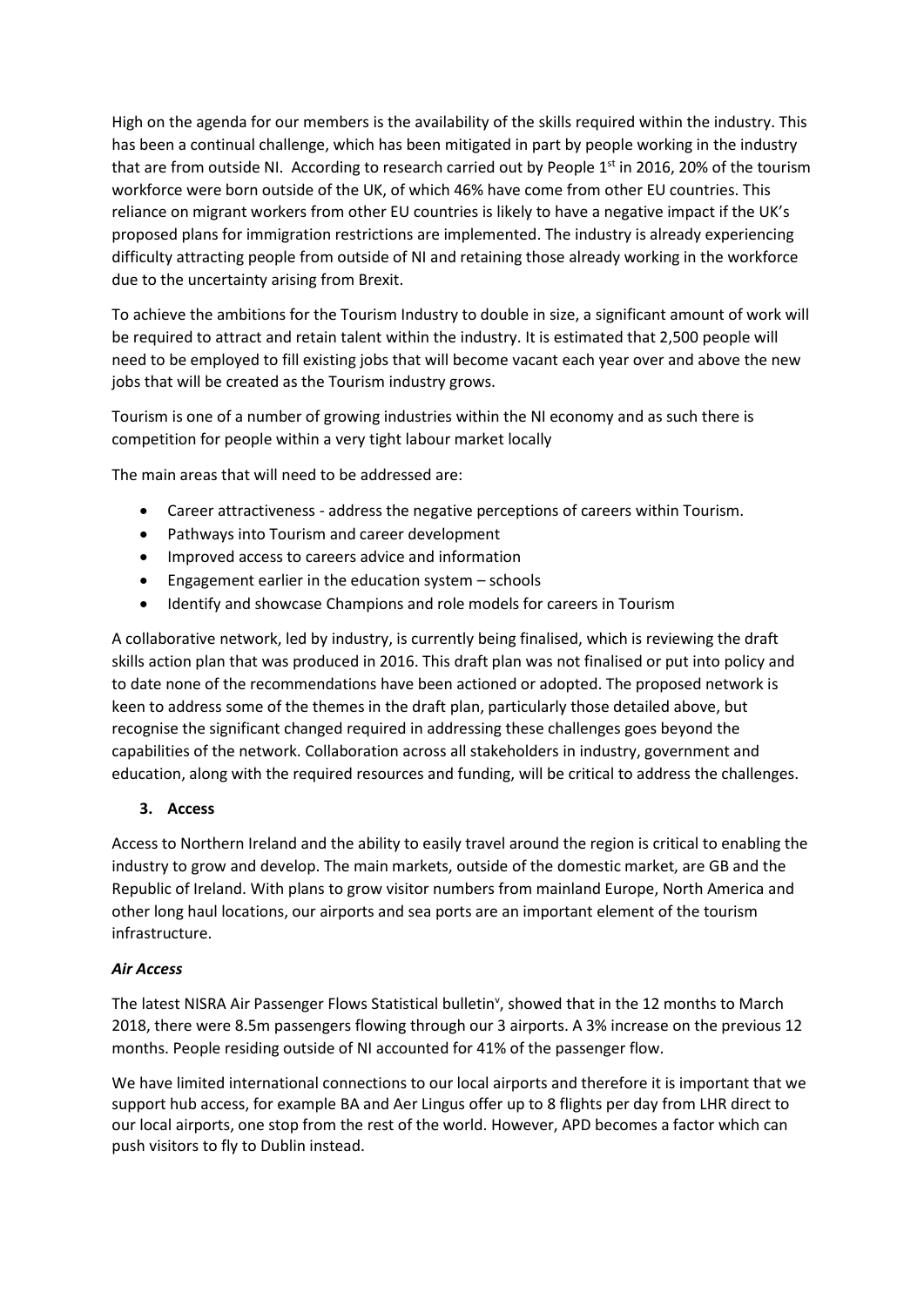High on the agenda for our members is the availability of the skills required within the industry. This has been a continual challenge, which has been mitigated in part by people working in the industry that are from outside NI. According to research carried out by People 1st in 2016, 20% of the tourism workforce were born outside of the UK, of which 46% have come from other EU countries. This reliance on migrant workers from other EU countries is likely to have a negative impact if the UK's proposed plans for immigration restrictions are implemented. The industry is already experiencing difficulty attracting people from outside of NI and retaining those already working in the workforce due to the uncertainty arising from Brexit.

To achieve the ambitions for the Tourism Industry to double in size, a significant amount of work will be required to attract and retain talent within the industry. It is estimated that 2,500 people will need to be employed to fill existing jobs that will become vacant each year over and above the new jobs that will be created as the Tourism industry grows.

Tourism is one of a number of growing industries within the NI economy and as such there is competition for people within a very tight labour market locally

The main areas that will need to be addressed are:

- Career attractiveness - address the negative perceptions of careers within Tourism.
- Pathways into Tourism and career development
- Improved access to careers advice and information
- Engagement earlier in the education system – schools
- Identify and showcase Champions and role models for careers in Tourism

A collaborative network, led by industry, is currently being finalised, which is reviewing the draft skills action plan that was produced in 2016. This draft plan was not finalised or put into policy and to date none of the recommendations have been actioned or adopted. The proposed network is keen to address some of the themes in the draft plan, particularly those detailed above, but recognise the significant changed required in addressing these challenges goes beyond the capabilities of the network. Collaboration across all stakeholders in industry, government and education, along with the required resources and funding, will be critical to address the challenges.

## 3. Access

Access to Northern Ireland and the ability to easily travel around the region is critical to enabling the industry to grow and develop. The main markets, outside of the domestic market, are GB and the Republic of Ireland. With plans to grow visitor numbers from mainland Europe, North America and other long haul locations, our airports and sea ports are an important element of the tourism infrastructure.

### *Air Access*

The latest NISRA Air Passenger Flows Statistical bulletin[v], showed that in the 12 months to March 2018, there were 8.5m passengers flowing through our 3 airports. A 3% increase on the previous 12 months. People residing outside of NI accounted for 41% of the passenger flow.

We have limited international connections to our local airports and therefore it is important that we support hub access, for example BA and Aer Lingus offer up to 8 flights per day from LHR direct to our local airports, one stop from the rest of the world. However, APD becomes a factor which can push visitors to fly to Dublin instead.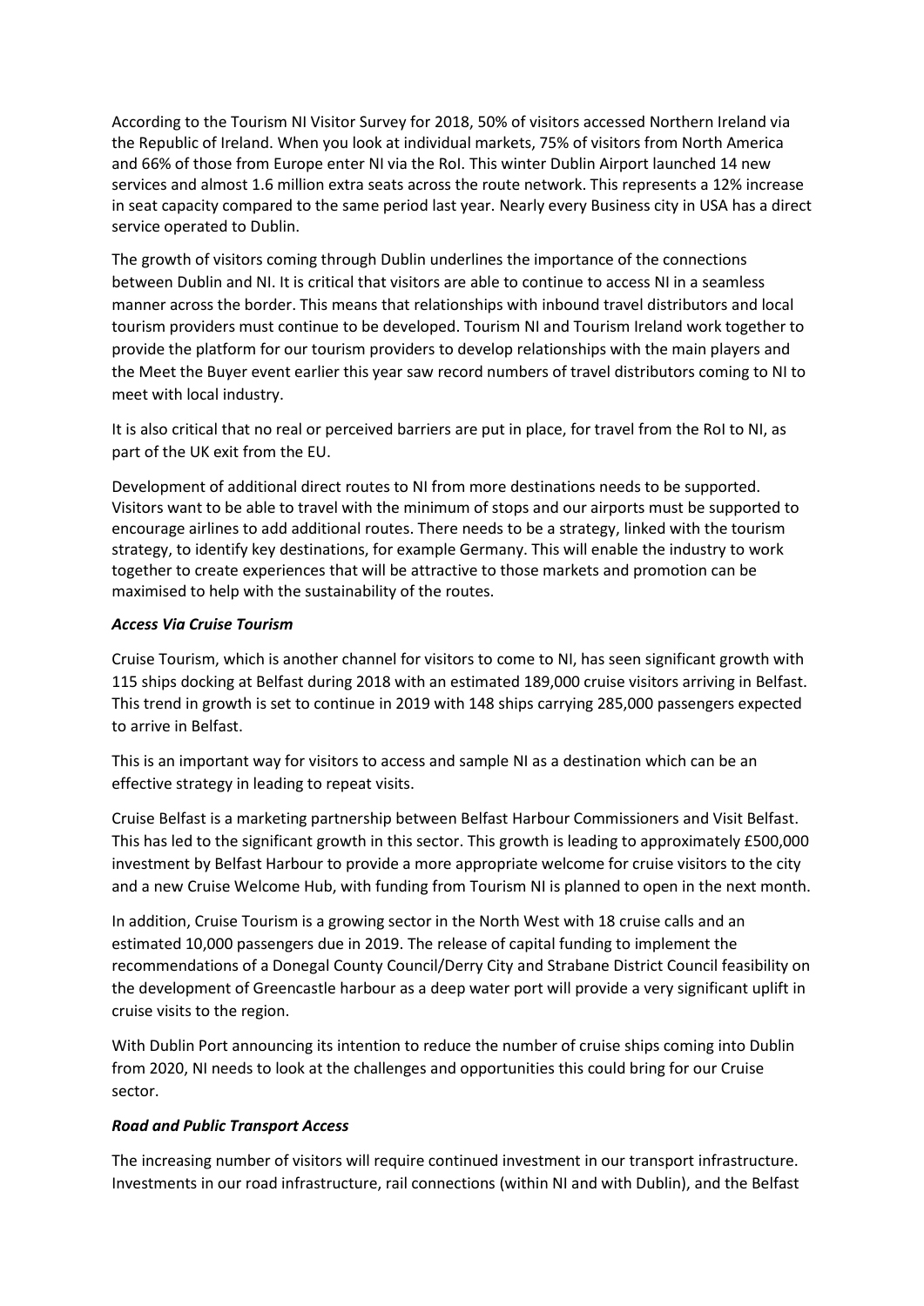According to the Tourism NI Visitor Survey for 2018, 50% of visitors accessed Northern Ireland via the Republic of Ireland. When you look at individual markets, 75% of visitors from North America and 66% of those from Europe enter NI via the RoI. This winter Dublin Airport launched 14 new services and almost 1.6 million extra seats across the route network. This represents a 12% increase in seat capacity compared to the same period last year. Nearly every Business city in USA has a direct service operated to Dublin.

The growth of visitors coming through Dublin underlines the importance of the connections between Dublin and NI. It is critical that visitors are able to continue to access NI in a seamless manner across the border. This means that relationships with inbound travel distributors and local tourism providers must continue to be developed. Tourism NI and Tourism Ireland work together to provide the platform for our tourism providers to develop relationships with the main players and the Meet the Buyer event earlier this year saw record numbers of travel distributors coming to NI to meet with local industry.

It is also critical that no real or perceived barriers are put in place, for travel from the RoI to NI, as part of the UK exit from the EU.

Development of additional direct routes to NI from more destinations needs to be supported. Visitors want to be able to travel with the minimum of stops and our airports must be supported to encourage airlines to add additional routes. There needs to be a strategy, linked with the tourism strategy, to identify key destinations, for example Germany. This will enable the industry to work together to create experiences that will be attractive to those markets and promotion can be maximised to help with the sustainability of the routes.

***Access Via Cruise Tourism***

Cruise Tourism, which is another channel for visitors to come to NI, has seen significant growth with 115 ships docking at Belfast during 2018 with an estimated 189,000 cruise visitors arriving in Belfast. This trend in growth is set to continue in 2019 with 148 ships carrying 285,000 passengers expected to arrive in Belfast.

This is an important way for visitors to access and sample NI as a destination which can be an effective strategy in leading to repeat visits.

Cruise Belfast is a marketing partnership between Belfast Harbour Commissioners and Visit Belfast. This has led to the significant growth in this sector. This growth is leading to approximately £500,000 investment by Belfast Harbour to provide a more appropriate welcome for cruise visitors to the city and a new Cruise Welcome Hub, with funding from Tourism NI is planned to open in the next month.

In addition, Cruise Tourism is a growing sector in the North West with 18 cruise calls and an estimated 10,000 passengers due in 2019. The release of capital funding to implement the recommendations of a Donegal County Council/Derry City and Strabane District Council feasibility on the development of Greencastle harbour as a deep water port will provide a very significant uplift in cruise visits to the region.

With Dublin Port announcing its intention to reduce the number of cruise ships coming into Dublin from 2020, NI needs to look at the challenges and opportunities this could bring for our Cruise sector.

***Road and Public Transport Access***

The increasing number of visitors will require continued investment in our transport infrastructure. Investments in our road infrastructure, rail connections (within NI and with Dublin), and the Belfast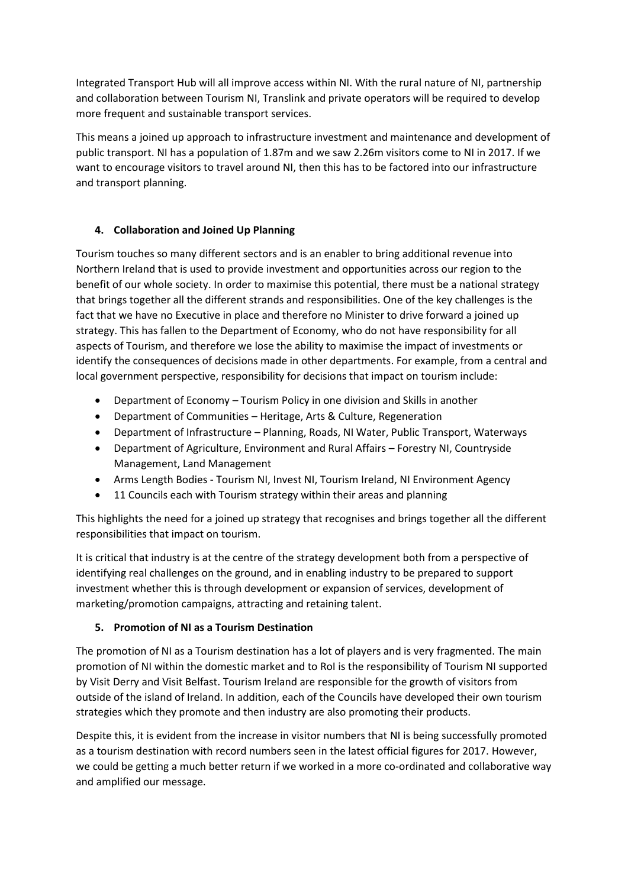Integrated Transport Hub will all improve access within NI. With the rural nature of NI, partnership and collaboration between Tourism NI, Translink and private operators will be required to develop more frequent and sustainable transport services.

This means a joined up approach to infrastructure investment and maintenance and development of public transport. NI has a population of 1.87m and we saw 2.26m visitors come to NI in 2017. If we want to encourage visitors to travel around NI, then this has to be factored into our infrastructure and transport planning.

## 4. Collaboration and Joined Up Planning

Tourism touches so many different sectors and is an enabler to bring additional revenue into Northern Ireland that is used to provide investment and opportunities across our region to the benefit of our whole society. In order to maximise this potential, there must be a national strategy that brings together all the different strands and responsibilities. One of the key challenges is the fact that we have no Executive in place and therefore no Minister to drive forward a joined up strategy. This has fallen to the Department of Economy, who do not have responsibility for all aspects of Tourism, and therefore we lose the ability to maximise the impact of investments or identify the consequences of decisions made in other departments. For example, from a central and local government perspective, responsibility for decisions that impact on tourism include:

- Department of Economy – Tourism Policy in one division and Skills in another
- Department of Communities – Heritage, Arts & Culture, Regeneration
- Department of Infrastructure – Planning, Roads, NI Water, Public Transport, Waterways
- Department of Agriculture, Environment and Rural Affairs – Forestry NI, Countryside Management, Land Management
- Arms Length Bodies - Tourism NI, Invest NI, Tourism Ireland, NI Environment Agency
- 11 Councils each with Tourism strategy within their areas and planning

This highlights the need for a joined up strategy that recognises and brings together all the different responsibilities that impact on tourism.

It is critical that industry is at the centre of the strategy development both from a perspective of identifying real challenges on the ground, and in enabling industry to be prepared to support investment whether this is through development or expansion of services, development of marketing/promotion campaigns, attracting and retaining talent.

## 5. Promotion of NI as a Tourism Destination

The promotion of NI as a Tourism destination has a lot of players and is very fragmented. The main promotion of NI within the domestic market and to RoI is the responsibility of Tourism NI supported by Visit Derry and Visit Belfast. Tourism Ireland are responsible for the growth of visitors from outside of the island of Ireland. In addition, each of the Councils have developed their own tourism strategies which they promote and then industry are also promoting their products.

Despite this, it is evident from the increase in visitor numbers that NI is being successfully promoted as a tourism destination with record numbers seen in the latest official figures for 2017. However, we could be getting a much better return if we worked in a more co-ordinated and collaborative way and amplified our message.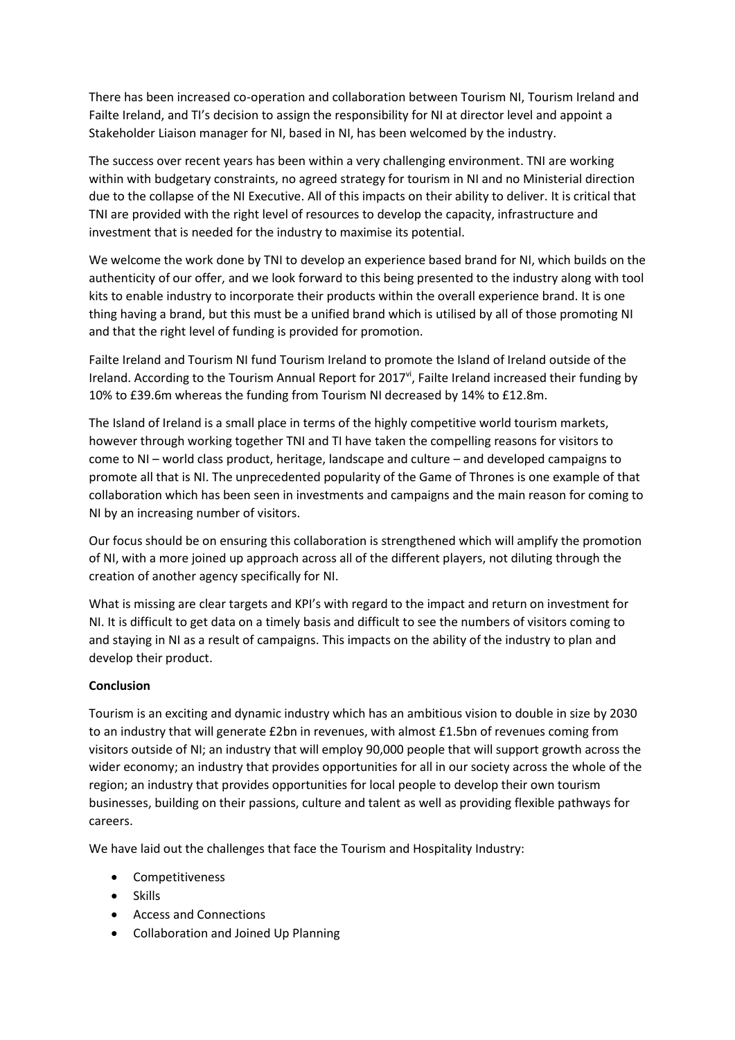There has been increased co-operation and collaboration between Tourism NI, Tourism Ireland and Failte Ireland, and TI's decision to assign the responsibility for NI at director level and appoint a Stakeholder Liaison manager for NI, based in NI, has been welcomed by the industry.

The success over recent years has been within a very challenging environment. TNI are working within with budgetary constraints, no agreed strategy for tourism in NI and no Ministerial direction due to the collapse of the NI Executive. All of this impacts on their ability to deliver. It is critical that TNI are provided with the right level of resources to develop the capacity, infrastructure and investment that is needed for the industry to maximise its potential.

We welcome the work done by TNI to develop an experience based brand for NI, which builds on the authenticity of our offer, and we look forward to this being presented to the industry along with tool kits to enable industry to incorporate their products within the overall experience brand. It is one thing having a brand, but this must be a unified brand which is utilised by all of those promoting NI and that the right level of funding is provided for promotion.

Failte Ireland and Tourism NI fund Tourism Ireland to promote the Island of Ireland outside of the Ireland. According to the Tourism Annual Report for 2017[vi], Failte Ireland increased their funding by 10% to £39.6m whereas the funding from Tourism NI decreased by 14% to £12.8m.

The Island of Ireland is a small place in terms of the highly competitive world tourism markets, however through working together TNI and TI have taken the compelling reasons for visitors to come to NI – world class product, heritage, landscape and culture – and developed campaigns to promote all that is NI. The unprecedented popularity of the Game of Thrones is one example of that collaboration which has been seen in investments and campaigns and the main reason for coming to NI by an increasing number of visitors.

Our focus should be on ensuring this collaboration is strengthened which will amplify the promotion of NI, with a more joined up approach across all of the different players, not diluting through the creation of another agency specifically for NI.

What is missing are clear targets and KPI's with regard to the impact and return on investment for NI. It is difficult to get data on a timely basis and difficult to see the numbers of visitors coming to and staying in NI as a result of campaigns. This impacts on the ability of the industry to plan and develop their product.

**Conclusion**

Tourism is an exciting and dynamic industry which has an ambitious vision to double in size by 2030 to an industry that will generate £2bn in revenues, with almost £1.5bn of revenues coming from visitors outside of NI; an industry that will employ 90,000 people that will support growth across the wider economy; an industry that provides opportunities for all in our society across the whole of the region; an industry that provides opportunities for local people to develop their own tourism businesses, building on their passions, culture and talent as well as providing flexible pathways for careers.

We have laid out the challenges that face the Tourism and Hospitality Industry:

- Competitiveness
- Skills
- Access and Connections
- Collaboration and Joined Up Planning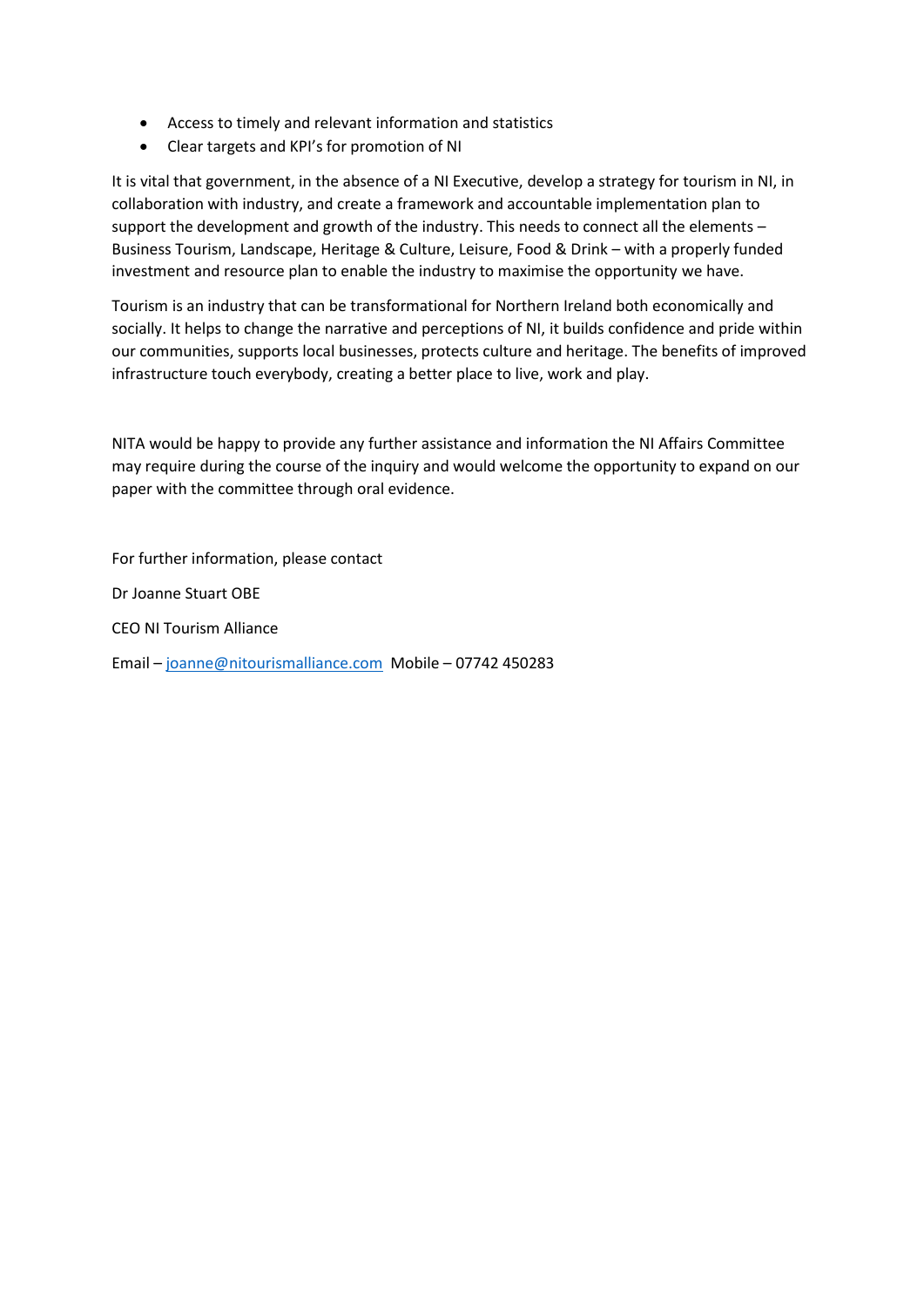- Access to timely and relevant information and statistics
- Clear targets and KPI's for promotion of NI

It is vital that government, in the absence of a NI Executive, develop a strategy for tourism in NI, in collaboration with industry, and create a framework and accountable implementation plan to support the development and growth of the industry. This needs to connect all the elements – Business Tourism, Landscape, Heritage & Culture, Leisure, Food & Drink – with a properly funded investment and resource plan to enable the industry to maximise the opportunity we have.

Tourism is an industry that can be transformational for Northern Ireland both economically and socially. It helps to change the narrative and perceptions of NI, it builds confidence and pride within our communities, supports local businesses, protects culture and heritage. The benefits of improved infrastructure touch everybody, creating a better place to live, work and play.

NITA would be happy to provide any further assistance and information the NI Affairs Committee may require during the course of the inquiry and would welcome the opportunity to expand on our paper with the committee through oral evidence.

For further information, please contact

Dr Joanne Stuart OBE

CEO NI Tourism Alliance

Email – joanne@nitourismalliance.com Mobile – 07742 450283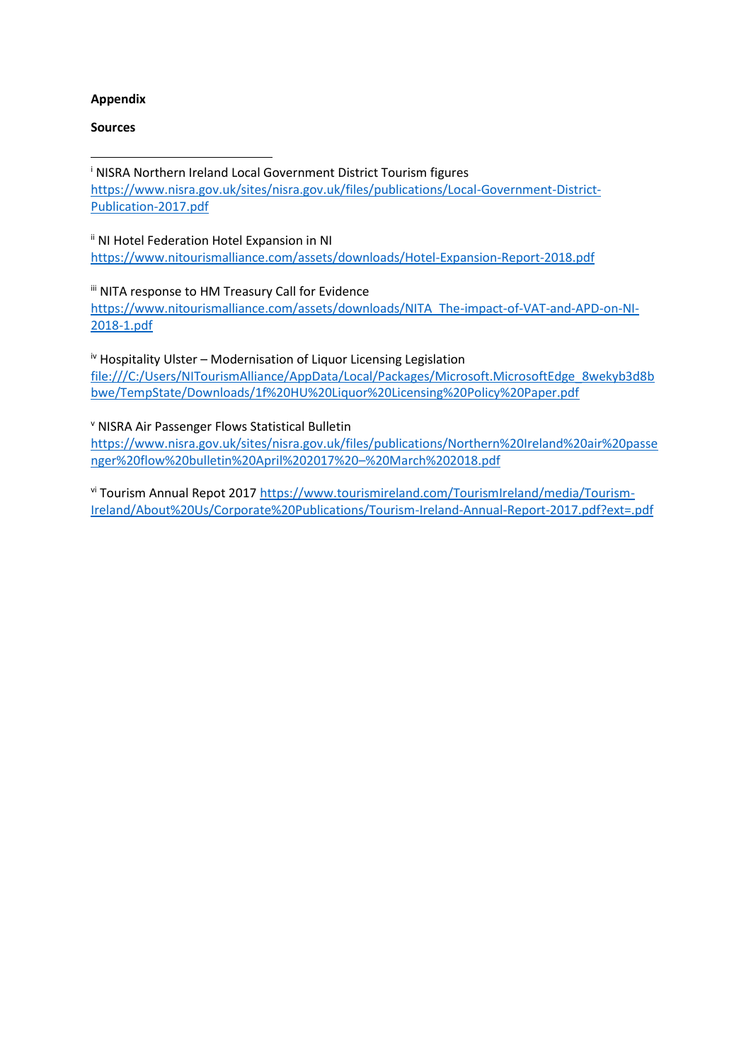**Appendix**

**Sources**

---

[i] NISRA Northern Ireland Local Government District Tourism figures
https://www.nisra.gov.uk/sites/nisra.gov.uk/files/publications/Local-Government-District-Publication-2017.pdf

[ii] NI Hotel Federation Hotel Expansion in NI
https://www.nitourismalliance.com/assets/downloads/Hotel-Expansion-Report-2018.pdf

[iii] NITA response to HM Treasury Call for Evidence
https://www.nitourismalliance.com/assets/downloads/NITA_The-impact-of-VAT-and-APD-on-NI-2018-1.pdf

[iv] Hospitality Ulster – Modernisation of Liquor Licensing Legislation
file:///C:/Users/NITourismAlliance/AppData/Local/Packages/Microsoft.MicrosoftEdge_8wekyb3d8bbwe/TempState/Downloads/1f%20HU%20Liquor%20Licensing%20Policy%20Paper.pdf

[v] NISRA Air Passenger Flows Statistical Bulletin
https://www.nisra.gov.uk/sites/nisra.gov.uk/files/publications/Northern%20Ireland%20air%20passenger%20flow%20bulletin%20April%202017%20–%20March%202018.pdf

[vi] Tourism Annual Repot 2017 https://www.tourismireland.com/TourismIreland/media/Tourism-Ireland/About%20Us/Corporate%20Publications/Tourism-Ireland-Annual-Report-2017.pdf?ext=.pdf